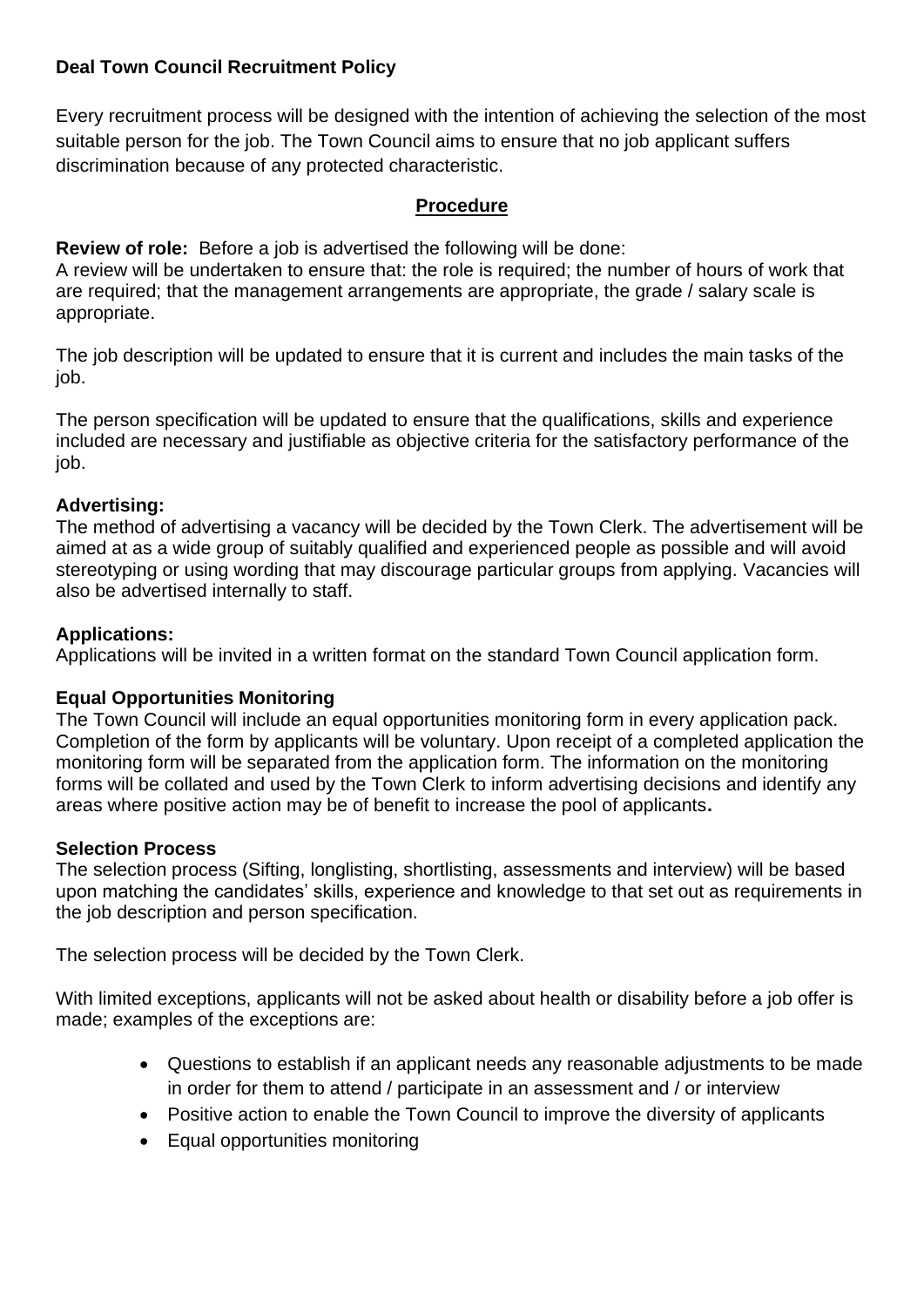**Deal Town Council Recruitment Policy**

Every recruitment process will be designed with the intention of achieving the selection of the most suitable person for the job. The Town Council aims to ensure that no job applicant suffers discrimination because of any protected characteristic.

## **Procedure**

**Review of role:** Before a job is advertised the following will be done:
A review will be undertaken to ensure that: the role is required; the number of hours of work that are required; that the management arrangements are appropriate, the grade / salary scale is appropriate.

The job description will be updated to ensure that it is current and includes the main tasks of the job.

The person specification will be updated to ensure that the qualifications, skills and experience included are necessary and justifiable as objective criteria for the satisfactory performance of the job.

**Advertising:**
The method of advertising a vacancy will be decided by the Town Clerk. The advertisement will be aimed at as a wide group of suitably qualified and experienced people as possible and will avoid stereotyping or using wording that may discourage particular groups from applying. Vacancies will also be advertised internally to staff.

**Applications:**
Applications will be invited in a written format on the standard Town Council application form.

**Equal Opportunities Monitoring**
The Town Council will include an equal opportunities monitoring form in every application pack. Completion of the form by applicants will be voluntary. Upon receipt of a completed application the monitoring form will be separated from the application form. The information on the monitoring forms will be collated and used by the Town Clerk to inform advertising decisions and identify any areas where positive action may be of benefit to increase the pool of applicants**.**

**Selection Process**
The selection process (Sifting, longlisting, shortlisting, assessments and interview) will be based upon matching the candidates' skills, experience and knowledge to that set out as requirements in the job description and person specification.

The selection process will be decided by the Town Clerk.

With limited exceptions, applicants will not be asked about health or disability before a job offer is made; examples of the exceptions are:

- Questions to establish if an applicant needs any reasonable adjustments to be made in order for them to attend / participate in an assessment and / or interview
- Positive action to enable the Town Council to improve the diversity of applicants
- Equal opportunities monitoring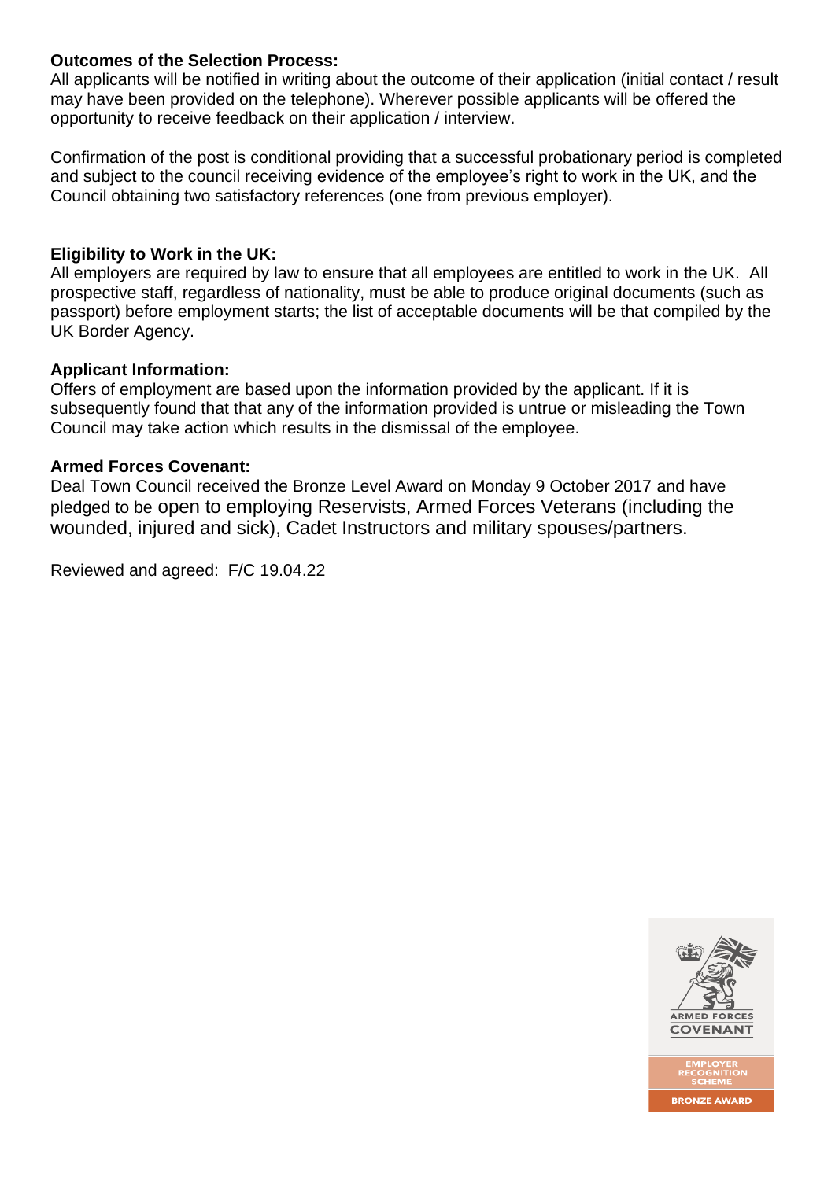**Outcomes of the Selection Process:**
All applicants will be notified in writing about the outcome of their application (initial contact / result may have been provided on the telephone). Wherever possible applicants will be offered the opportunity to receive feedback on their application / interview.

Confirmation of the post is conditional providing that a successful probationary period is completed and subject to the council receiving evidence of the employee's right to work in the UK, and the Council obtaining two satisfactory references (one from previous employer).

**Eligibility to Work in the UK:**
All employers are required by law to ensure that all employees are entitled to work in the UK. All prospective staff, regardless of nationality, must be able to produce original documents (such as passport) before employment starts; the list of acceptable documents will be that compiled by the UK Border Agency.

**Applicant Information:**
Offers of employment are based upon the information provided by the applicant. If it is subsequently found that that any of the information provided is untrue or misleading the Town Council may take action which results in the dismissal of the employee.

**Armed Forces Covenant:**
Deal Town Council received the Bronze Level Award on Monday 9 October 2017 and have pledged to be open to employing Reservists, Armed Forces Veterans (including the wounded, injured and sick), Cadet Instructors and military spouses/partners.

Reviewed and agreed: F/C 19.04.22

ARMED FORCES COVENANT

EMPLOYER RECOGNITION SCHEME

BRONZE AWARD